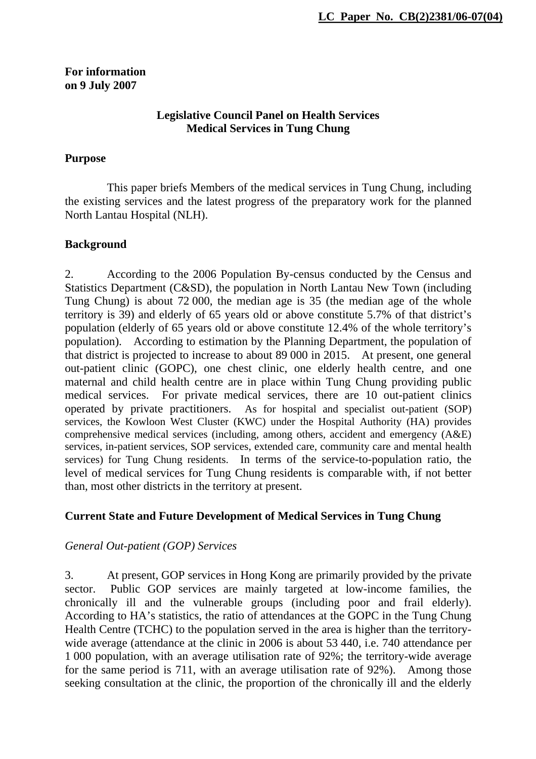**LC Paper No. CB(2)2381/06-07(04)**

**For information on 9 July 2007**

**Legislative Council Panel on Health Services**
**Medical Services in Tung Chung**

**Purpose**

This paper briefs Members of the medical services in Tung Chung, including the existing services and the latest progress of the preparatory work for the planned North Lantau Hospital (NLH).

**Background**

2. According to the 2006 Population By-census conducted by the Census and Statistics Department (C&SD), the population in North Lantau New Town (including Tung Chung) is about 72 000, the median age is 35 (the median age of the whole territory is 39) and elderly of 65 years old or above constitute 5.7% of that district's population (elderly of 65 years old or above constitute 12.4% of the whole territory's population). According to estimation by the Planning Department, the population of that district is projected to increase to about 89 000 in 2015. At present, one general out-patient clinic (GOPC), one chest clinic, one elderly health centre, and one maternal and child health centre are in place within Tung Chung providing public medical services. For private medical services, there are 10 out-patient clinics operated by private practitioners. As for hospital and specialist out-patient (SOP) services, the Kowloon West Cluster (KWC) under the Hospital Authority (HA) provides comprehensive medical services (including, among others, accident and emergency (A&E) services, in-patient services, SOP services, extended care, community care and mental health services) for Tung Chung residents. In terms of the service-to-population ratio, the level of medical services for Tung Chung residents is comparable with, if not better than, most other districts in the territory at present.

**Current State and Future Development of Medical Services in Tung Chung**

*General Out-patient (GOP) Services*

3. At present, GOP services in Hong Kong are primarily provided by the private sector. Public GOP services are mainly targeted at low-income families, the chronically ill and the vulnerable groups (including poor and frail elderly). According to HA's statistics, the ratio of attendances at the GOPC in the Tung Chung Health Centre (TCHC) to the population served in the area is higher than the territory-wide average (attendance at the clinic in 2006 is about 53 440, i.e. 740 attendance per 1 000 population, with an average utilisation rate of 92%; the territory-wide average for the same period is 711, with an average utilisation rate of 92%). Among those seeking consultation at the clinic, the proportion of the chronically ill and the elderly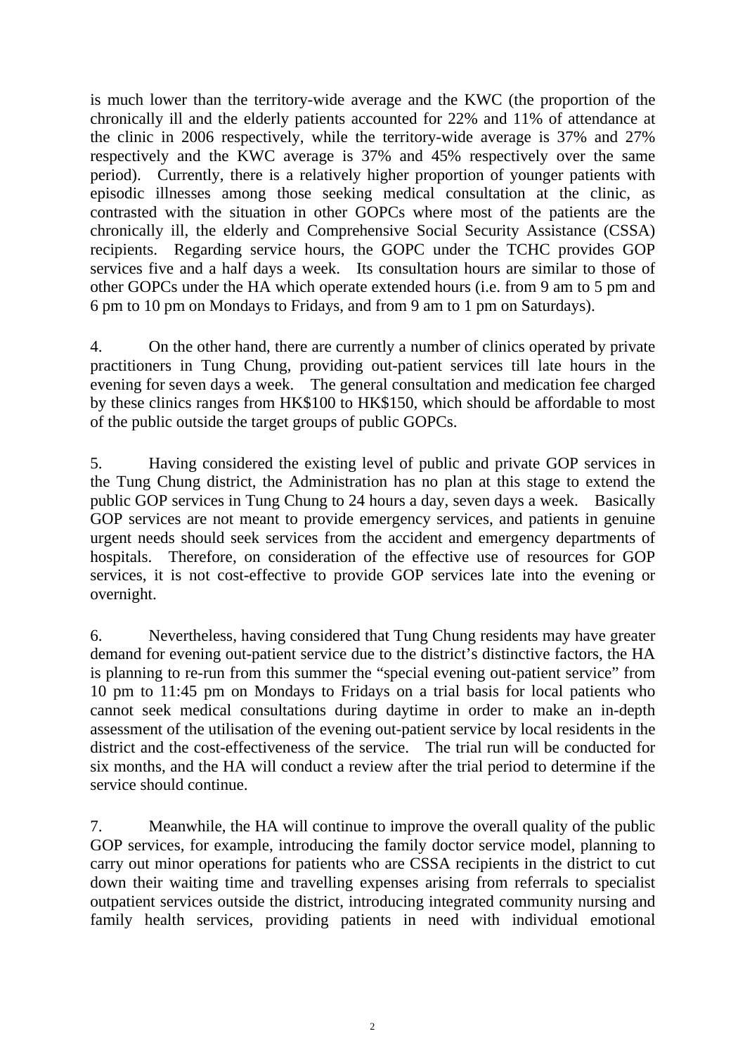is much lower than the territory-wide average and the KWC (the proportion of the chronically ill and the elderly patients accounted for 22% and 11% of attendance at the clinic in 2006 respectively, while the territory-wide average is 37% and 27% respectively and the KWC average is 37% and 45% respectively over the same period). Currently, there is a relatively higher proportion of younger patients with episodic illnesses among those seeking medical consultation at the clinic, as contrasted with the situation in other GOPCs where most of the patients are the chronically ill, the elderly and Comprehensive Social Security Assistance (CSSA) recipients. Regarding service hours, the GOPC under the TCHC provides GOP services five and a half days a week. Its consultation hours are similar to those of other GOPCs under the HA which operate extended hours (i.e. from 9 am to 5 pm and 6 pm to 10 pm on Mondays to Fridays, and from 9 am to 1 pm on Saturdays).

4. On the other hand, there are currently a number of clinics operated by private practitioners in Tung Chung, providing out-patient services till late hours in the evening for seven days a week. The general consultation and medication fee charged by these clinics ranges from HK$100 to HK$150, which should be affordable to most of the public outside the target groups of public GOPCs.

5. Having considered the existing level of public and private GOP services in the Tung Chung district, the Administration has no plan at this stage to extend the public GOP services in Tung Chung to 24 hours a day, seven days a week. Basically GOP services are not meant to provide emergency services, and patients in genuine urgent needs should seek services from the accident and emergency departments of hospitals. Therefore, on consideration of the effective use of resources for GOP services, it is not cost-effective to provide GOP services late into the evening or overnight.

6. Nevertheless, having considered that Tung Chung residents may have greater demand for evening out-patient service due to the district's distinctive factors, the HA is planning to re-run from this summer the "special evening out-patient service" from 10 pm to 11:45 pm on Mondays to Fridays on a trial basis for local patients who cannot seek medical consultations during daytime in order to make an in-depth assessment of the utilisation of the evening out-patient service by local residents in the district and the cost-effectiveness of the service. The trial run will be conducted for six months, and the HA will conduct a review after the trial period to determine if the service should continue.

7. Meanwhile, the HA will continue to improve the overall quality of the public GOP services, for example, introducing the family doctor service model, planning to carry out minor operations for patients who are CSSA recipients in the district to cut down their waiting time and travelling expenses arising from referrals to specialist outpatient services outside the district, introducing integrated community nursing and family health services, providing patients in need with individual emotional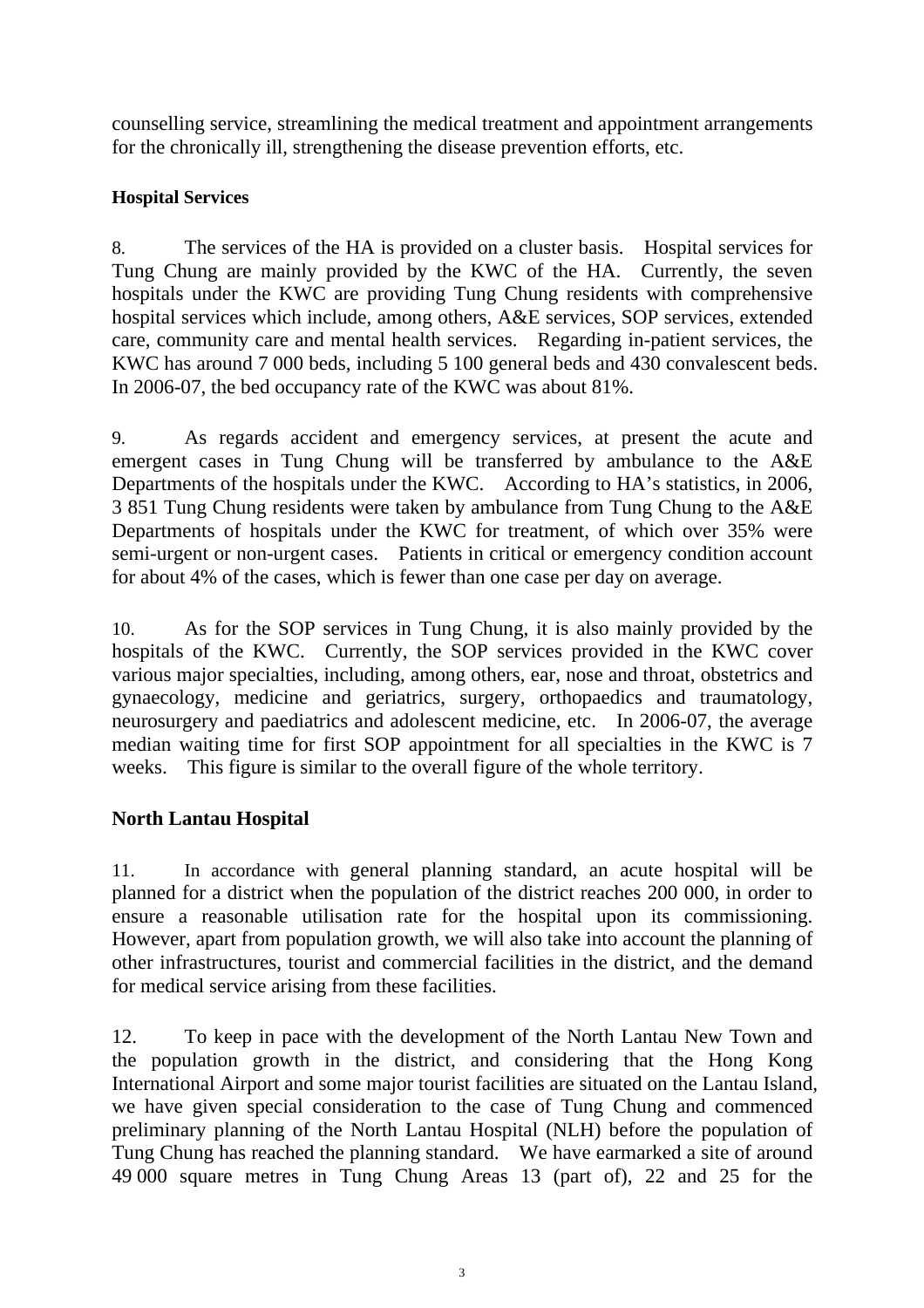counselling service, streamlining the medical treatment and appointment arrangements for the chronically ill, strengthening the disease prevention efforts, etc.

**Hospital Services**

8. The services of the HA is provided on a cluster basis. Hospital services for Tung Chung are mainly provided by the KWC of the HA. Currently, the seven hospitals under the KWC are providing Tung Chung residents with comprehensive hospital services which include, among others, A&E services, SOP services, extended care, community care and mental health services. Regarding in-patient services, the KWC has around 7 000 beds, including 5 100 general beds and 430 convalescent beds. In 2006-07, the bed occupancy rate of the KWC was about 81%.

9. As regards accident and emergency services, at present the acute and emergent cases in Tung Chung will be transferred by ambulance to the A&E Departments of the hospitals under the KWC. According to HA's statistics, in 2006, 3 851 Tung Chung residents were taken by ambulance from Tung Chung to the A&E Departments of hospitals under the KWC for treatment, of which over 35% were semi-urgent or non-urgent cases. Patients in critical or emergency condition account for about 4% of the cases, which is fewer than one case per day on average.

10. As for the SOP services in Tung Chung, it is also mainly provided by the hospitals of the KWC. Currently, the SOP services provided in the KWC cover various major specialties, including, among others, ear, nose and throat, obstetrics and gynaecology, medicine and geriatrics, surgery, orthopaedics and traumatology, neurosurgery and paediatrics and adolescent medicine, etc. In 2006-07, the average median waiting time for first SOP appointment for all specialties in the KWC is 7 weeks. This figure is similar to the overall figure of the whole territory.

## North Lantau Hospital

11. In accordance with general planning standard, an acute hospital will be planned for a district when the population of the district reaches 200 000, in order to ensure a reasonable utilisation rate for the hospital upon its commissioning. However, apart from population growth, we will also take into account the planning of other infrastructures, tourist and commercial facilities in the district, and the demand for medical service arising from these facilities.

12. To keep in pace with the development of the North Lantau New Town and the population growth in the district, and considering that the Hong Kong International Airport and some major tourist facilities are situated on the Lantau Island, we have given special consideration to the case of Tung Chung and commenced preliminary planning of the North Lantau Hospital (NLH) before the population of Tung Chung has reached the planning standard. We have earmarked a site of around 49 000 square metres in Tung Chung Areas 13 (part of), 22 and 25 for the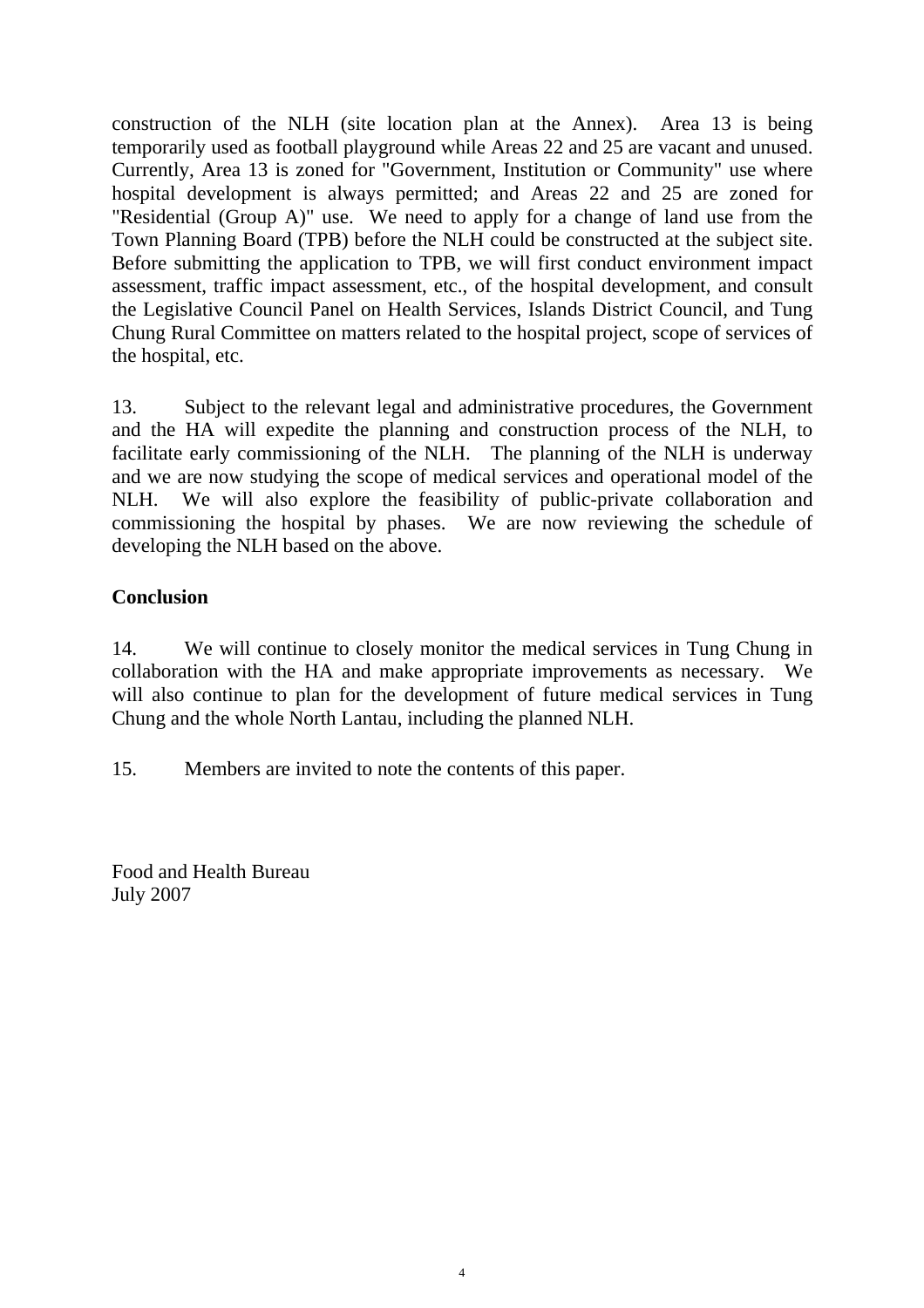construction of the NLH (site location plan at the Annex). Area 13 is being temporarily used as football playground while Areas 22 and 25 are vacant and unused. Currently, Area 13 is zoned for "Government, Institution or Community" use where hospital development is always permitted; and Areas 22 and 25 are zoned for "Residential (Group A)" use. We need to apply for a change of land use from the Town Planning Board (TPB) before the NLH could be constructed at the subject site. Before submitting the application to TPB, we will first conduct environment impact assessment, traffic impact assessment, etc., of the hospital development, and consult the Legislative Council Panel on Health Services, Islands District Council, and Tung Chung Rural Committee on matters related to the hospital project, scope of services of the hospital, etc.

13. Subject to the relevant legal and administrative procedures, the Government and the HA will expedite the planning and construction process of the NLH, to facilitate early commissioning of the NLH. The planning of the NLH is underway and we are now studying the scope of medical services and operational model of the NLH. We will also explore the feasibility of public-private collaboration and commissioning the hospital by phases. We are now reviewing the schedule of developing the NLH based on the above.

**Conclusion**

14. We will continue to closely monitor the medical services in Tung Chung in collaboration with the HA and make appropriate improvements as necessary. We will also continue to plan for the development of future medical services in Tung Chung and the whole North Lantau, including the planned NLH.

15. Members are invited to note the contents of this paper.

Food and Health Bureau
July 2007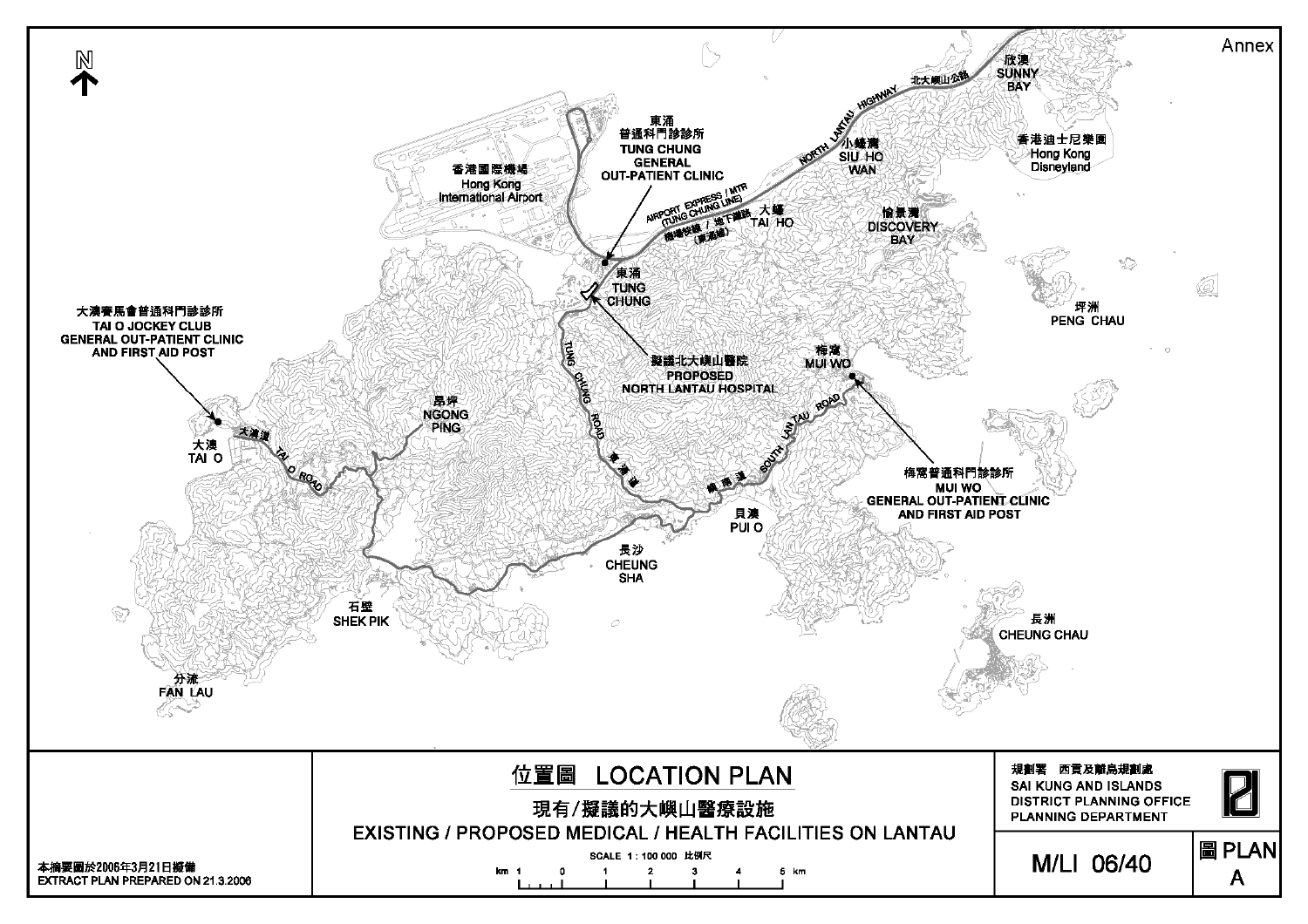Annex

N

大澳賽馬會普通科門診診所
TAI O JOCKEY CLUB
GENERAL OUT-PATIENT CLINIC
AND FIRST AID POST

東涌
普通科門診診所
TUNG CHUNG
GENERAL
OUT-PATIENT CLINIC

擬議北大嶼山醫院
PROPOSED
NORTH LANTAU HOSPITAL

梅窩普通科門診診所
MUI WO
GENERAL OUT-PATIENT CLINIC
AND FIRST AID POST

香港國際機場
Hong Kong
International Airport

欣澳
SUNNY
BAY

北大嶼山公路
NORTH LANTAU HIGHWAY

香港迪士尼樂園
Hong Kong
Disneyland

小蠔灣
SIU HO
WAN

AIRPORT EXPRESS / MTR
(TUNG CHUNG LINE)
機場快綫 / 地下鐵路
(東涌綫)

大蠔
TAI HO

愉景灣
DISCOVERY
BAY

東涌
TUNG
CHUNG

坪洲
PENG CHAU

梅窩
MUI WO

TUNG CHUNG ROAD
東涌道

SOUTH LANTAU ROAD
嶼南道

大澳
TAI O

大澳道
TAI O ROAD

昂坪
NGONG
PING

貝澳
PUI O

長沙
CHEUNG
SHA

石壁
SHEK PIK

長洲
CHEUNG CHAU

分流
FAN LAU

# 位置圖 LOCATION PLAN

## 現有/擬議的大嶼山醫療設施
## EXISTING / PROPOSED MEDICAL / HEALTH FACILITIES ON LANTAU

SCALE 1 : 100 000 比例尺

km 1 0 1 2 3 4 5 km

本摘要圖於2006年3月21日擬備
EXTRACT PLAN PREPARED ON 21.3.2006

規劃署 西貢及離島規劃處
SAI KUNG AND ISLANDS
DISTRICT PLANNING OFFICE
PLANNING DEPARTMENT

M/LI 06/40

圖 PLAN
A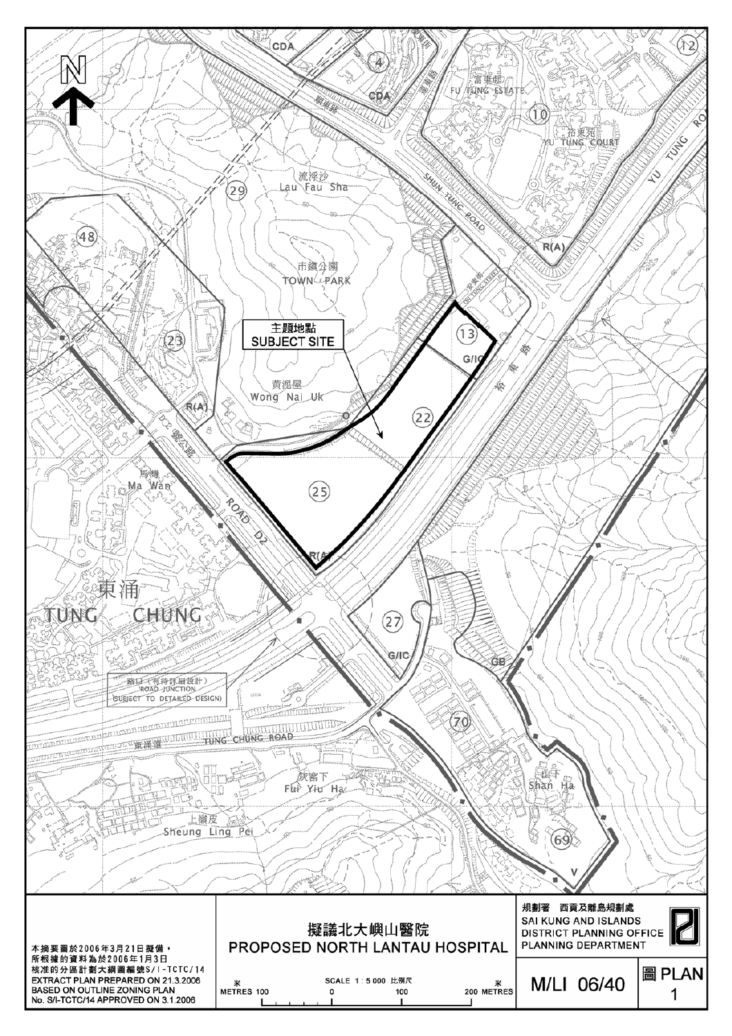主題地點
SUBJECT SITE

本摘要圖於2006年3月21日擬備，
所根據的資料為於2006年1月3日
核准的分區計劃大綱圖編號S/I-TCTC/14
EXTRACT PLAN PREPARED ON 21.3.2006
BASED ON OUTLINE ZONING PLAN
No. S/I-TCTC/14 APPROVED ON 3.1.2006

擬議北大嶼山醫院
PROPOSED NORTH LANTAU HOSPITAL

SCALE 1 : 5 000 比例尺

米 METRES 100 0 100 200 米 METRES

規劃署 西貢及離島規劃處
SAI KUNG AND ISLANDS
DISTRICT PLANNING OFFICE
PLANNING DEPARTMENT

M/LI 06/40

圖 PLAN
1